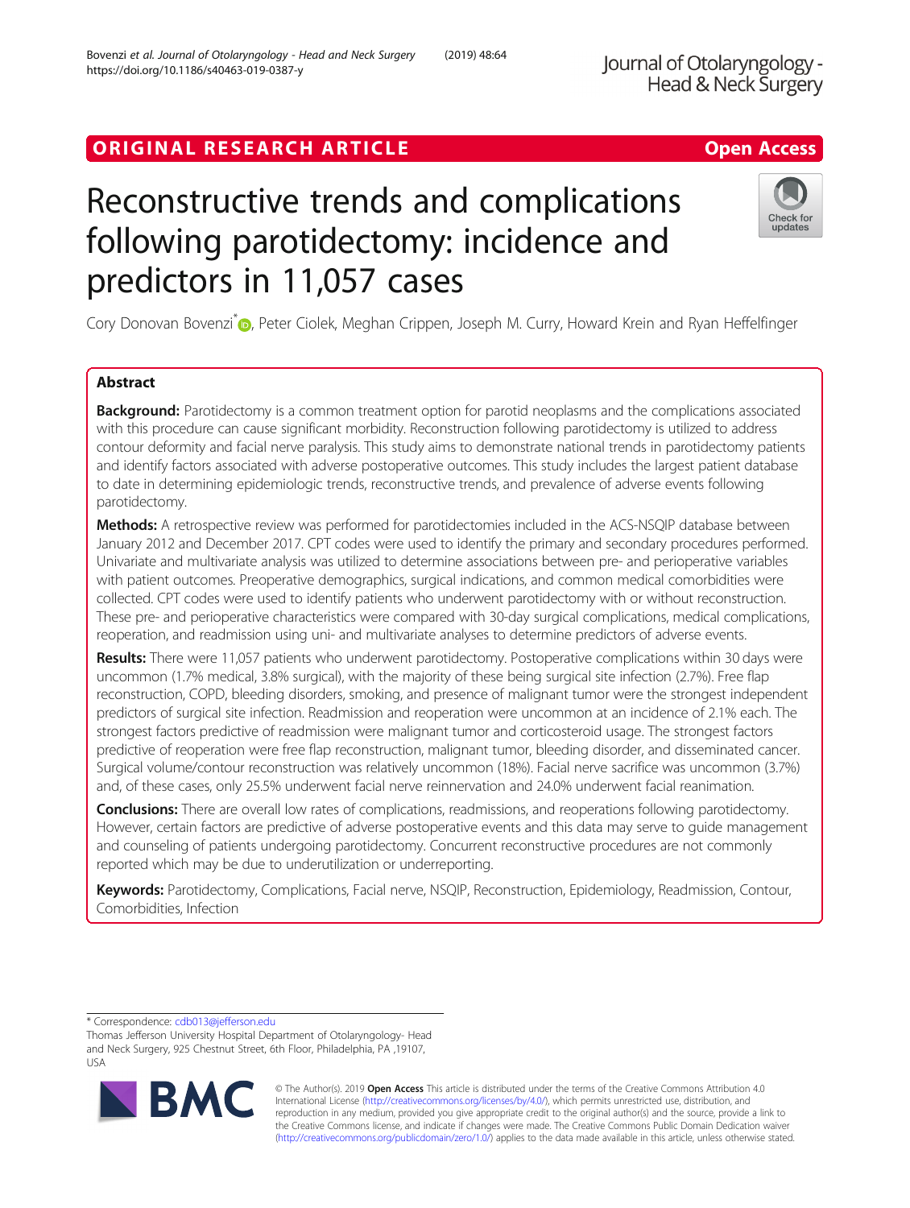ORIGINAL RESEARCH ARTICLE

Open Access

# Reconstructive trends and complications following parotidectomy: incidence and predictors in 11,057 cases

Cory Donovan Bovenzi*, Peter Ciolek, Meghan Crippen, Joseph M. Curry, Howard Krein and Ryan Heffelfinger

## Abstract

**Background:** Parotidectomy is a common treatment option for parotid neoplasms and the complications associated with this procedure can cause significant morbidity. Reconstruction following parotidectomy is utilized to address contour deformity and facial nerve paralysis. This study aims to demonstrate national trends in parotidectomy patients and identify factors associated with adverse postoperative outcomes. This study includes the largest patient database to date in determining epidemiologic trends, reconstructive trends, and prevalence of adverse events following parotidectomy.

**Methods:** A retrospective review was performed for parotidectomies included in the ACS-NSQIP database between January 2012 and December 2017. CPT codes were used to identify the primary and secondary procedures performed. Univariate and multivariate analysis was utilized to determine associations between pre- and perioperative variables with patient outcomes. Preoperative demographics, surgical indications, and common medical comorbidities were collected. CPT codes were used to identify patients who underwent parotidectomy with or without reconstruction. These pre- and perioperative characteristics were compared with 30-day surgical complications, medical complications, reoperation, and readmission using uni- and multivariate analyses to determine predictors of adverse events.

**Results:** There were 11,057 patients who underwent parotidectomy. Postoperative complications within 30 days were uncommon (1.7% medical, 3.8% surgical), with the majority of these being surgical site infection (2.7%). Free flap reconstruction, COPD, bleeding disorders, smoking, and presence of malignant tumor were the strongest independent predictors of surgical site infection. Readmission and reoperation were uncommon at an incidence of 2.1% each. The strongest factors predictive of readmission were malignant tumor and corticosteroid usage. The strongest factors predictive of reoperation were free flap reconstruction, malignant tumor, bleeding disorder, and disseminated cancer. Surgical volume/contour reconstruction was relatively uncommon (18%). Facial nerve sacrifice was uncommon (3.7%) and, of these cases, only 25.5% underwent facial nerve reinnervation and 24.0% underwent facial reanimation.

**Conclusions:** There are overall low rates of complications, readmissions, and reoperations following parotidectomy. However, certain factors are predictive of adverse postoperative events and this data may serve to guide management and counseling of patients undergoing parotidectomy. Concurrent reconstructive procedures are not commonly reported which may be due to underutilization or underreporting.

**Keywords:** Parotidectomy, Complications, Facial nerve, NSQIP, Reconstruction, Epidemiology, Readmission, Contour, Comorbidities, Infection

\* Correspondence: cdb013@jefferson.edu
Thomas Jefferson University Hospital Department of Otolaryngology- Head and Neck Surgery, 925 Chestnut Street, 6th Floor, Philadelphia, PA ,19107, USA

© The Author(s). 2019 **Open Access** This article is distributed under the terms of the Creative Commons Attribution 4.0 International License (http://creativecommons.org/licenses/by/4.0/), which permits unrestricted use, distribution, and reproduction in any medium, provided you give appropriate credit to the original author(s) and the source, provide a link to the Creative Commons license, and indicate if changes were made. The Creative Commons Public Domain Dedication waiver (http://creativecommons.org/publicdomain/zero/1.0/) applies to the data made available in this article, unless otherwise stated.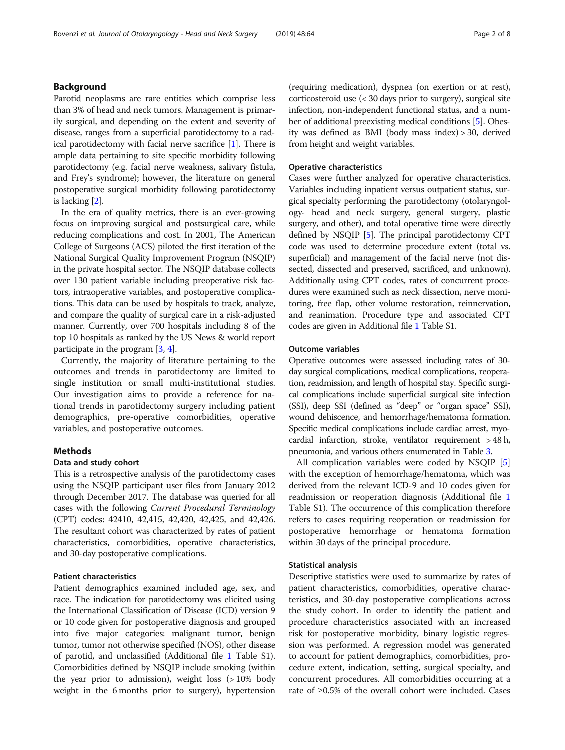## Background

Parotid neoplasms are rare entities which comprise less than 3% of head and neck tumors. Management is primarily surgical, and depending on the extent and severity of disease, ranges from a superficial parotidectomy to a radical parotidectomy with facial nerve sacrifice [1]. There is ample data pertaining to site specific morbidity following parotidectomy (e.g. facial nerve weakness, salivary fistula, and Frey's syndrome); however, the literature on general postoperative surgical morbidity following parotidectomy is lacking [2].

In the era of quality metrics, there is an ever-growing focus on improving surgical and postsurgical care, while reducing complications and cost. In 2001, The American College of Surgeons (ACS) piloted the first iteration of the National Surgical Quality Improvement Program (NSQIP) in the private hospital sector. The NSQIP database collects over 130 patient variable including preoperative risk factors, intraoperative variables, and postoperative complications. This data can be used by hospitals to track, analyze, and compare the quality of surgical care in a risk-adjusted manner. Currently, over 700 hospitals including 8 of the top 10 hospitals as ranked by the US News & world report participate in the program [3, 4].

Currently, the majority of literature pertaining to the outcomes and trends in parotidectomy are limited to single institution or small multi-institutional studies. Our investigation aims to provide a reference for national trends in parotidectomy surgery including patient demographics, pre-operative comorbidities, operative variables, and postoperative outcomes.

## Methods

### Data and study cohort

This is a retrospective analysis of the parotidectomy cases using the NSQIP participant user files from January 2012 through December 2017. The database was queried for all cases with the following *Current Procedural Terminology* (CPT) codes: 42410, 42,415, 42,420, 42,425, and 42,426. The resultant cohort was characterized by rates of patient characteristics, comorbidities, operative characteristics, and 30-day postoperative complications.

### Patient characteristics

Patient demographics examined included age, sex, and race. The indication for parotidectomy was elicited using the International Classification of Disease (ICD) version 9 or 10 code given for postoperative diagnosis and grouped into five major categories: malignant tumor, benign tumor, tumor not otherwise specified (NOS), other disease of parotid, and unclassified (Additional file 1 Table S1). Comorbidities defined by NSQIP include smoking (within the year prior to admission), weight loss (> 10% body weight in the 6 months prior to surgery), hypertension (requiring medication), dyspnea (on exertion or at rest), corticosteroid use (< 30 days prior to surgery), surgical site infection, non-independent functional status, and a number of additional preexisting medical conditions [5]. Obesity was defined as BMI (body mass index) > 30, derived from height and weight variables.

### Operative characteristics

Cases were further analyzed for operative characteristics. Variables including inpatient versus outpatient status, surgical specialty performing the parotidectomy (otolaryngology- head and neck surgery, general surgery, plastic surgery, and other), and total operative time were directly defined by NSQIP [5]. The principal parotidectomy CPT code was used to determine procedure extent (total vs. superficial) and management of the facial nerve (not dissected, dissected and preserved, sacrificed, and unknown). Additionally using CPT codes, rates of concurrent procedures were examined such as neck dissection, nerve monitoring, free flap, other volume restoration, reinnervation, and reanimation. Procedure type and associated CPT codes are given in Additional file 1 Table S1.

### Outcome variables

Operative outcomes were assessed including rates of 30-day surgical complications, medical complications, reoperation, readmission, and length of hospital stay. Specific surgical complications include superficial surgical site infection (SSI), deep SSI (defined as "deep" or "organ space" SSI), wound dehiscence, and hemorrhage/hematoma formation. Specific medical complications include cardiac arrest, myocardial infarction, stroke, ventilator requirement > 48 h, pneumonia, and various others enumerated in Table 3.

All complication variables were coded by NSQIP [5] with the exception of hemorrhage/hematoma, which was derived from the relevant ICD-9 and 10 codes given for readmission or reoperation diagnosis (Additional file 1 Table S1). The occurrence of this complication therefore refers to cases requiring reoperation or readmission for postoperative hemorrhage or hematoma formation within 30 days of the principal procedure.

### Statistical analysis

Descriptive statistics were used to summarize by rates of patient characteristics, comorbidities, operative characteristics, and 30-day postoperative complications across the study cohort. In order to identify the patient and procedure characteristics associated with an increased risk for postoperative morbidity, binary logistic regression was performed. A regression model was generated to account for patient demographics, comorbidities, procedure extent, indication, setting, surgical specialty, and concurrent procedures. All comorbidities occurring at a rate of ≥0.5% of the overall cohort were included. Cases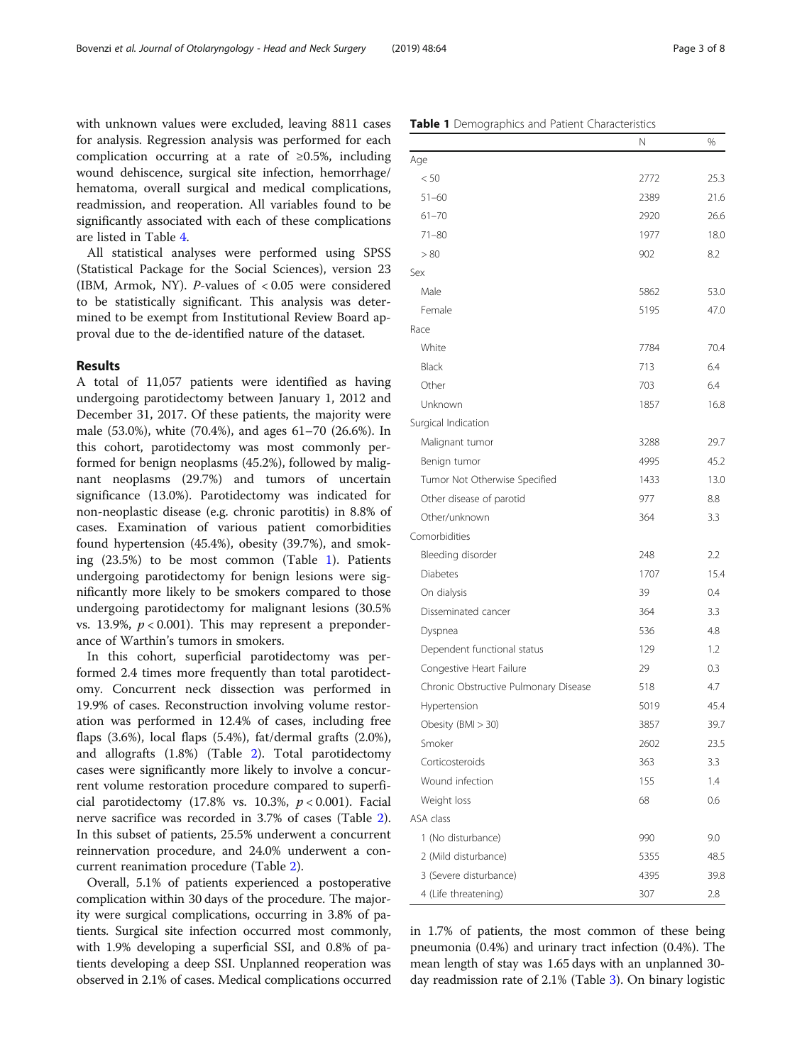with unknown values were excluded, leaving 8811 cases for analysis. Regression analysis was performed for each complication occurring at a rate of ≥0.5%, including wound dehiscence, surgical site infection, hemorrhage/ hematoma, overall surgical and medical complications, readmission, and reoperation. All variables found to be significantly associated with each of these complications are listed in Table 4.

All statistical analyses were performed using SPSS (Statistical Package for the Social Sciences), version 23 (IBM, Armok, NY). *P*-values of < 0.05 were considered to be statistically significant. This analysis was determined to be exempt from Institutional Review Board approval due to the de-identified nature of the dataset.

## Results

A total of 11,057 patients were identified as having undergoing parotidectomy between January 1, 2012 and December 31, 2017. Of these patients, the majority were male (53.0%), white (70.4%), and ages 61–70 (26.6%). In this cohort, parotidectomy was most commonly performed for benign neoplasms (45.2%), followed by malignant neoplasms (29.7%) and tumors of uncertain significance (13.0%). Parotidectomy was indicated for non-neoplastic disease (e.g. chronic parotitis) in 8.8% of cases. Examination of various patient comorbidities found hypertension (45.4%), obesity (39.7%), and smoking (23.5%) to be most common (Table 1). Patients undergoing parotidectomy for benign lesions were significantly more likely to be smokers compared to those undergoing parotidectomy for malignant lesions (30.5% vs. 13.9%, $p < 0.001$). This may represent a preponderance of Warthin's tumors in smokers.

In this cohort, superficial parotidectomy was performed 2.4 times more frequently than total parotidectomy. Concurrent neck dissection was performed in 19.9% of cases. Reconstruction involving volume restoration was performed in 12.4% of cases, including free flaps (3.6%), local flaps (5.4%), fat/dermal grafts (2.0%), and allografts (1.8%) (Table 2). Total parotidectomy cases were significantly more likely to involve a concurrent volume restoration procedure compared to superficial parotidectomy (17.8% vs. 10.3%, $p < 0.001$). Facial nerve sacrifice was recorded in 3.7% of cases (Table 2). In this subset of patients, 25.5% underwent a concurrent reinnervation procedure, and 24.0% underwent a concurrent reanimation procedure (Table 2).

Overall, 5.1% of patients experienced a postoperative complication within 30 days of the procedure. The majority were surgical complications, occurring in 3.8% of patients. Surgical site infection occurred most commonly, with 1.9% developing a superficial SSI, and 0.8% of patients developing a deep SSI. Unplanned reoperation was observed in 2.1% of cases. Medical complications occurred in 1.7% of patients, the most common of these being pneumonia (0.4%) and urinary tract infection (0.4%). The mean length of stay was 1.65 days with an unplanned 30-day readmission rate of 2.1% (Table 3). On binary logistic

**Table 1** Demographics and Patient Characteristics

| | N | % |
|---|---|---|
| Age | | |
| < 50 | 2772 | 25.3 |
| 51–60 | 2389 | 21.6 |
| 61–70 | 2920 | 26.6 |
| 71–80 | 1977 | 18.0 |
| > 80 | 902 | 8.2 |
| Sex | | |
| Male | 5862 | 53.0 |
| Female | 5195 | 47.0 |
| Race | | |
| White | 7784 | 70.4 |
| Black | 713 | 6.4 |
| Other | 703 | 6.4 |
| Unknown | 1857 | 16.8 |
| Surgical Indication | | |
| Malignant tumor | 3288 | 29.7 |
| Benign tumor | 4995 | 45.2 |
| Tumor Not Otherwise Specified | 1433 | 13.0 |
| Other disease of parotid | 977 | 8.8 |
| Other/unknown | 364 | 3.3 |
| Comorbidities | | |
| Bleeding disorder | 248 | 2.2 |
| Diabetes | 1707 | 15.4 |
| On dialysis | 39 | 0.4 |
| Disseminated cancer | 364 | 3.3 |
| Dyspnea | 536 | 4.8 |
| Dependent functional status | 129 | 1.2 |
| Congestive Heart Failure | 29 | 0.3 |
| Chronic Obstructive Pulmonary Disease | 518 | 4.7 |
| Hypertension | 5019 | 45.4 |
| Obesity (BMI > 30) | 3857 | 39.7 |
| Smoker | 2602 | 23.5 |
| Corticosteroids | 363 | 3.3 |
| Wound infection | 155 | 1.4 |
| Weight loss | 68 | 0.6 |
| ASA class | | |
| 1 (No disturbance) | 990 | 9.0 |
| 2 (Mild disturbance) | 5355 | 48.5 |
| 3 (Severe disturbance) | 4395 | 39.8 |
| 4 (Life threatening) | 307 | 2.8 |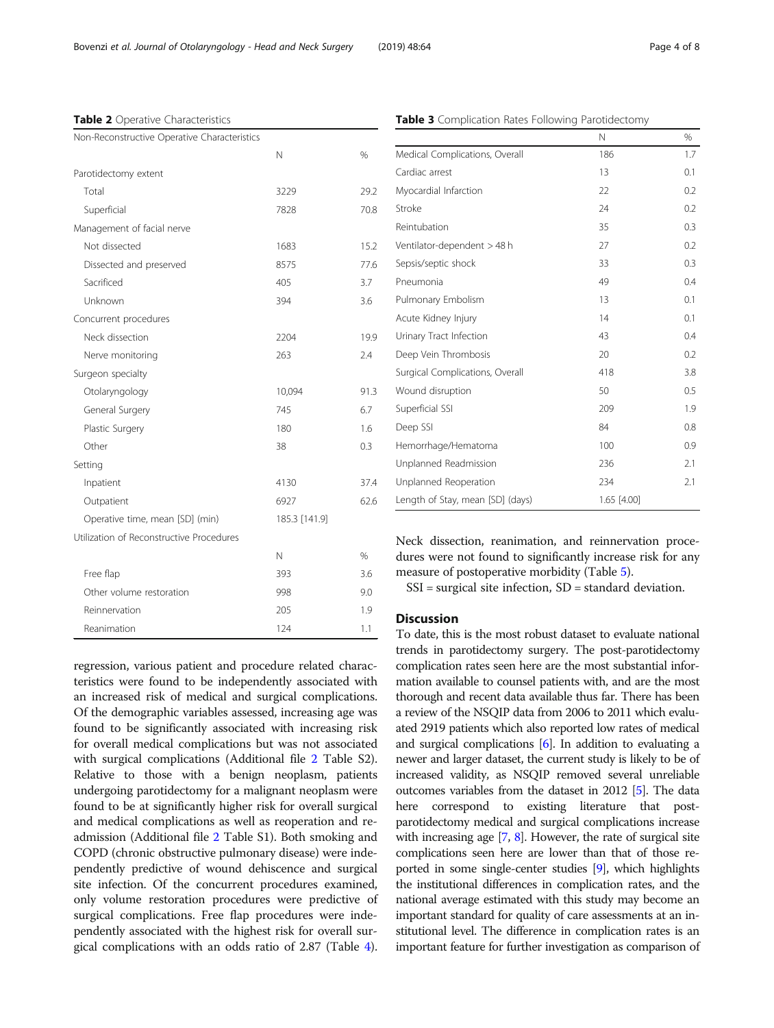**Table 2** Operative Characteristics

| Non-Reconstructive Operative Characteristics | | |
|---|---|---|
| | N | % |
| Parotidectomy extent | | |
| Total | 3229 | 29.2 |
| Superficial | 7828 | 70.8 |
| Management of facial nerve | | |
| Not dissected | 1683 | 15.2 |
| Dissected and preserved | 8575 | 77.6 |
| Sacrificed | 405 | 3.7 |
| Unknown | 394 | 3.6 |
| Concurrent procedures | | |
| Neck dissection | 2204 | 19.9 |
| Nerve monitoring | 263 | 2.4 |
| Surgeon specialty | | |
| Otolaryngology | 10,094 | 91.3 |
| General Surgery | 745 | 6.7 |
| Plastic Surgery | 180 | 1.6 |
| Other | 38 | 0.3 |
| Setting | | |
| Inpatient | 4130 | 37.4 |
| Outpatient | 6927 | 62.6 |
| Operative time, mean [SD] (min) | 185.3 [141.9] | |
| Utilization of Reconstructive Procedures | | |
| | N | % |
| Free flap | 393 | 3.6 |
| Other volume restoration | 998 | 9.0 |
| Reinnervation | 205 | 1.9 |
| Reanimation | 124 | 1.1 |

regression, various patient and procedure related characteristics were found to be independently associated with an increased risk of medical and surgical complications. Of the demographic variables assessed, increasing age was found to be significantly associated with increasing risk for overall medical complications but was not associated with surgical complications (Additional file 2 Table S2). Relative to those with a benign neoplasm, patients undergoing parotidectomy for a malignant neoplasm were found to be at significantly higher risk for overall surgical and medical complications as well as reoperation and readmission (Additional file 2 Table S1). Both smoking and COPD (chronic obstructive pulmonary disease) were independently predictive of wound dehiscence and surgical site infection. Of the concurrent procedures examined, only volume restoration procedures were predictive of surgical complications. Free flap procedures were independently associated with the highest risk for overall surgical complications with an odds ratio of 2.87 (Table 4). Neck dissection, reanimation, and reinnervation procedures were not found to significantly increase risk for any measure of postoperative morbidity (Table 5).

**Table 3** Complication Rates Following Parotidectomy

| | N | % |
|---|---|---|
| Medical Complications, Overall | 186 | 1.7 |
| Cardiac arrest | 13 | 0.1 |
| Myocardial Infarction | 22 | 0.2 |
| Stroke | 24 | 0.2 |
| Reintubation | 35 | 0.3 |
| Ventilator-dependent > 48 h | 27 | 0.2 |
| Sepsis/septic shock | 33 | 0.3 |
| Pneumonia | 49 | 0.4 |
| Pulmonary Embolism | 13 | 0.1 |
| Acute Kidney Injury | 14 | 0.1 |
| Urinary Tract Infection | 43 | 0.4 |
| Deep Vein Thrombosis | 20 | 0.2 |
| Surgical Complications, Overall | 418 | 3.8 |
| Wound disruption | 50 | 0.5 |
| Superficial SSI | 209 | 1.9 |
| Deep SSI | 84 | 0.8 |
| Hemorrhage/Hematoma | 100 | 0.9 |
| Unplanned Readmission | 236 | 2.1 |
| Unplanned Reoperation | 234 | 2.1 |
| Length of Stay, mean [SD] (days) | 1.65 [4.00] | |

SSI = surgical site infection, SD = standard deviation.

## Discussion

To date, this is the most robust dataset to evaluate national trends in parotidectomy surgery. The post-parotidectomy complication rates seen here are the most substantial information available to counsel patients with, and are the most thorough and recent data available thus far. There has been a review of the NSQIP data from 2006 to 2011 which evaluated 2919 patients which also reported low rates of medical and surgical complications [6]. In addition to evaluating a newer and larger dataset, the current study is likely to be of increased validity, as NSQIP removed several unreliable outcomes variables from the dataset in 2012 [5]. The data here correspond to existing literature that post-parotidectomy medical and surgical complications increase with increasing age [7, 8]. However, the rate of surgical site complications seen here are lower than that of those reported in some single-center studies [9], which highlights the institutional differences in complication rates, and the national average estimated with this study may become an important standard for quality of care assessments at an institutional level. The difference in complication rates is an important feature for further investigation as comparison of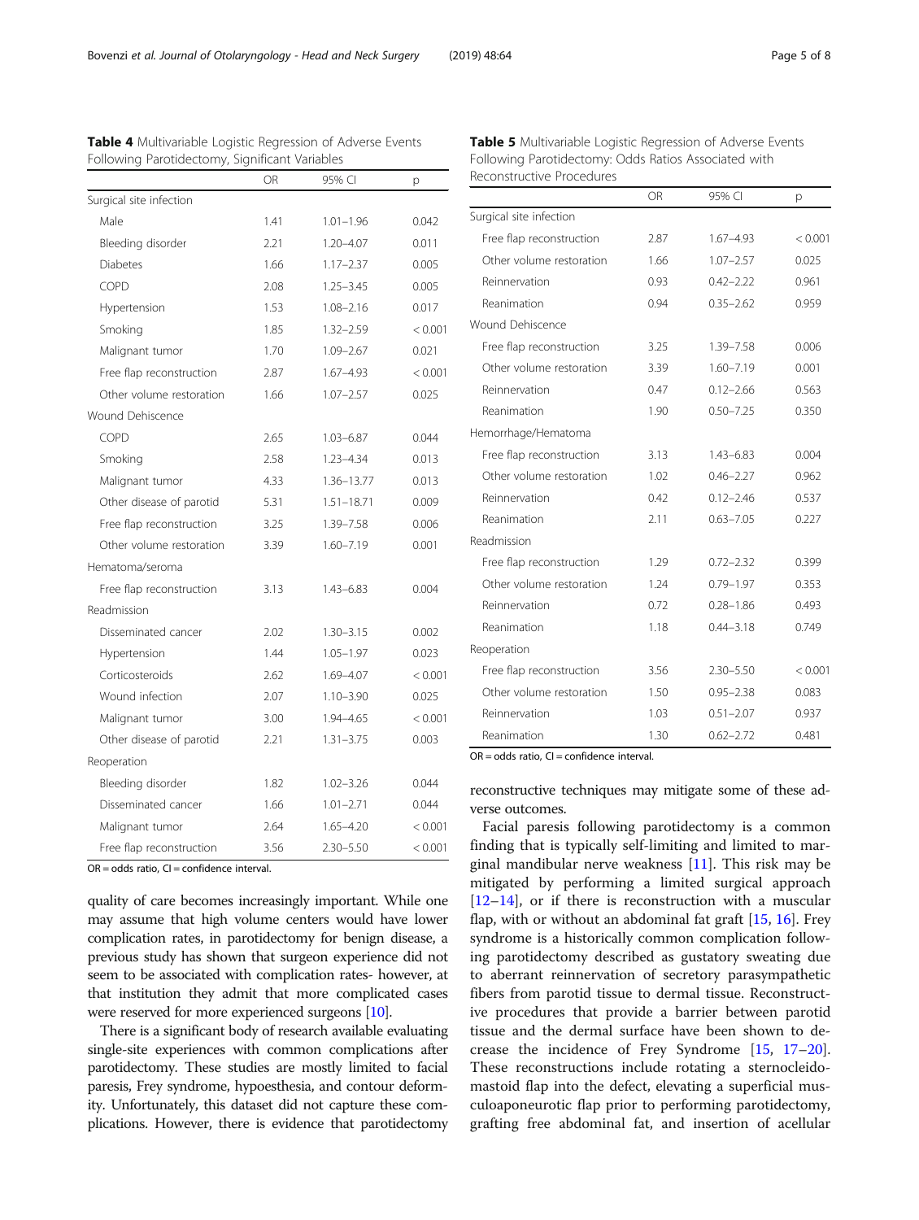**Table 4** Multivariable Logistic Regression of Adverse Events Following Parotidectomy, Significant Variables

| | OR | 95% CI | p |
|---|---|---|---|
| Surgical site infection | | | |
| Male | 1.41 | 1.01–1.96 | 0.042 |
| Bleeding disorder | 2.21 | 1.20–4.07 | 0.011 |
| Diabetes | 1.66 | 1.17–2.37 | 0.005 |
| COPD | 2.08 | 1.25–3.45 | 0.005 |
| Hypertension | 1.53 | 1.08–2.16 | 0.017 |
| Smoking | 1.85 | 1.32–2.59 | < 0.001 |
| Malignant tumor | 1.70 | 1.09–2.67 | 0.021 |
| Free flap reconstruction | 2.87 | 1.67–4.93 | < 0.001 |
| Other volume restoration | 1.66 | 1.07–2.57 | 0.025 |
| Wound Dehiscence | | | |
| COPD | 2.65 | 1.03–6.87 | 0.044 |
| Smoking | 2.58 | 1.23–4.34 | 0.013 |
| Malignant tumor | 4.33 | 1.36–13.77 | 0.013 |
| Other disease of parotid | 5.31 | 1.51–18.71 | 0.009 |
| Free flap reconstruction | 3.25 | 1.39–7.58 | 0.006 |
| Other volume restoration | 3.39 | 1.60–7.19 | 0.001 |
| Hematoma/seroma | | | |
| Free flap reconstruction | 3.13 | 1.43–6.83 | 0.004 |
| Readmission | | | |
| Disseminated cancer | 2.02 | 1.30–3.15 | 0.002 |
| Hypertension | 1.44 | 1.05–1.97 | 0.023 |
| Corticosteroids | 2.62 | 1.69–4.07 | < 0.001 |
| Wound infection | 2.07 | 1.10–3.90 | 0.025 |
| Malignant tumor | 3.00 | 1.94–4.65 | < 0.001 |
| Other disease of parotid | 2.21 | 1.31–3.75 | 0.003 |
| Reoperation | | | |
| Bleeding disorder | 1.82 | 1.02–3.26 | 0.044 |
| Disseminated cancer | 1.66 | 1.01–2.71 | 0.044 |
| Malignant tumor | 2.64 | 1.65–4.20 | < 0.001 |
| Free flap reconstruction | 3.56 | 2.30–5.50 | < 0.001 |

OR = odds ratio, CI = confidence interval.

**Table 5** Multivariable Logistic Regression of Adverse Events Following Parotidectomy: Odds Ratios Associated with Reconstructive Procedures

| | OR | 95% CI | p |
|---|---|---|---|
| Surgical site infection | | | |
| Free flap reconstruction | 2.87 | 1.67–4.93 | < 0.001 |
| Other volume restoration | 1.66 | 1.07–2.57 | 0.025 |
| Reinnervation | 0.93 | 0.42–2.22 | 0.961 |
| Reanimation | 0.94 | 0.35–2.62 | 0.959 |
| Wound Dehiscence | | | |
| Free flap reconstruction | 3.25 | 1.39–7.58 | 0.006 |
| Other volume restoration | 3.39 | 1.60–7.19 | 0.001 |
| Reinnervation | 0.47 | 0.12–2.66 | 0.563 |
| Reanimation | 1.90 | 0.50–7.25 | 0.350 |
| Hemorrhage/Hematoma | | | |
| Free flap reconstruction | 3.13 | 1.43–6.83 | 0.004 |
| Other volume restoration | 1.02 | 0.46–2.27 | 0.962 |
| Reinnervation | 0.42 | 0.12–2.46 | 0.537 |
| Reanimation | 2.11 | 0.63–7.05 | 0.227 |
| Readmission | | | |
| Free flap reconstruction | 1.29 | 0.72–2.32 | 0.399 |
| Other volume restoration | 1.24 | 0.79–1.97 | 0.353 |
| Reinnervation | 0.72 | 0.28–1.86 | 0.493 |
| Reanimation | 1.18 | 0.44–3.18 | 0.749 |
| Reoperation | | | |
| Free flap reconstruction | 3.56 | 2.30–5.50 | < 0.001 |
| Other volume restoration | 1.50 | 0.95–2.38 | 0.083 |
| Reinnervation | 1.03 | 0.51–2.07 | 0.937 |
| Reanimation | 1.30 | 0.62–2.72 | 0.481 |

OR = odds ratio, CI = confidence interval.

quality of care becomes increasingly important. While one may assume that high volume centers would have lower complication rates, in parotidectomy for benign disease, a previous study has shown that surgeon experience did not seem to be associated with complication rates- however, at that institution they admit that more complicated cases were reserved for more experienced surgeons [10].

There is a significant body of research available evaluating single-site experiences with common complications after parotidectomy. These studies are mostly limited to facial paresis, Frey syndrome, hypoesthesia, and contour deformity. Unfortunately, this dataset did not capture these complications. However, there is evidence that parotidectomy reconstructive techniques may mitigate some of these adverse outcomes.

Facial paresis following parotidectomy is a common finding that is typically self-limiting and limited to marginal mandibular nerve weakness [11]. This risk may be mitigated by performing a limited surgical approach [12–14], or if there is reconstruction with a muscular flap, with or without an abdominal fat graft [15, 16]. Frey syndrome is a historically common complication following parotidectomy described as gustatory sweating due to aberrant reinnervation of secretory parasympathetic fibers from parotid tissue to dermal tissue. Reconstructive procedures that provide a barrier between parotid tissue and the dermal surface have been shown to decrease the incidence of Frey Syndrome [15, 17–20]. These reconstructions include rotating a sternocleidomastoid flap into the defect, elevating a superficial musculoaponeurotic flap prior to performing parotidectomy, grafting free abdominal fat, and insertion of acellular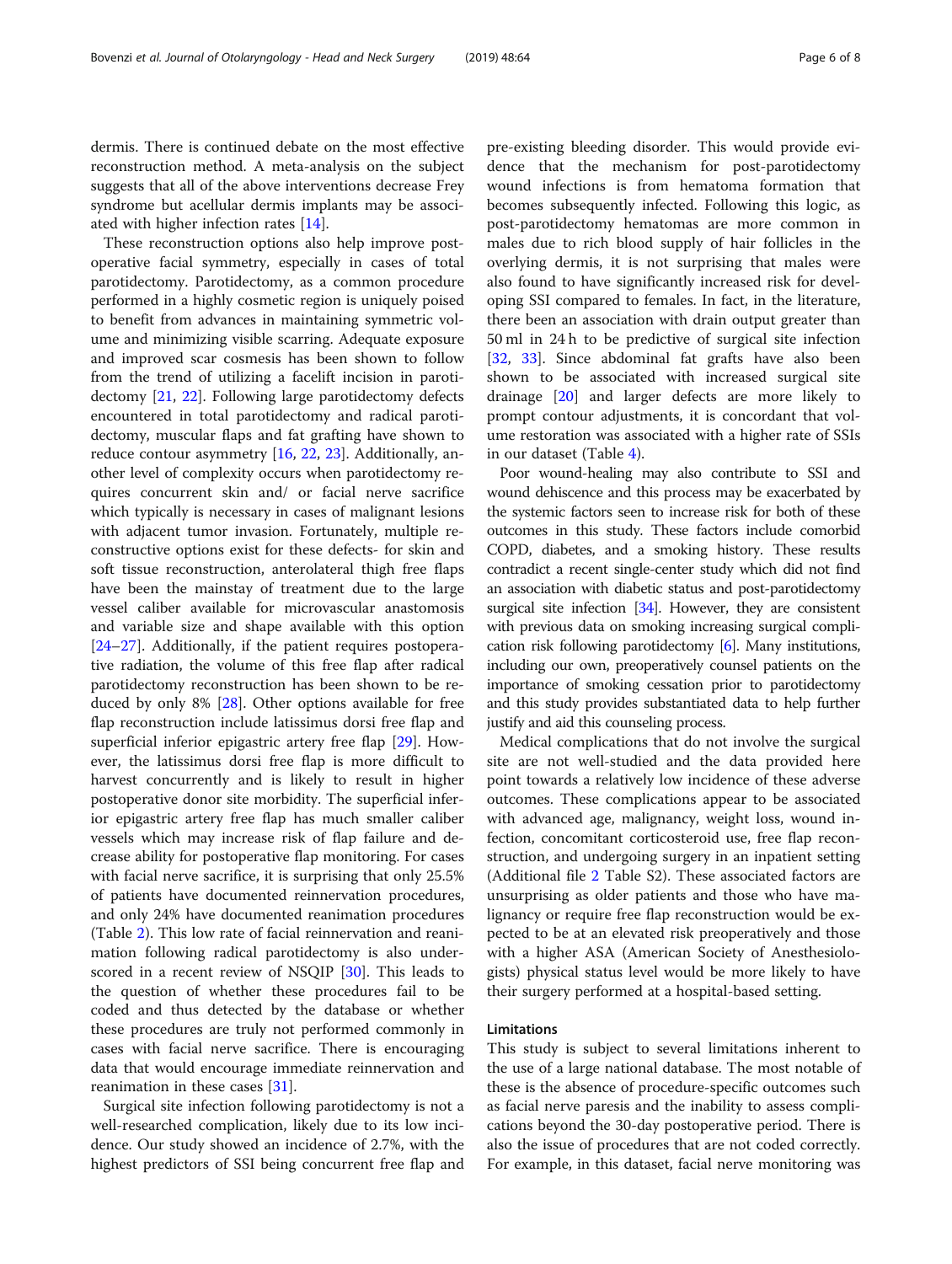dermis. There is continued debate on the most effective reconstruction method. A meta-analysis on the subject suggests that all of the above interventions decrease Frey syndrome but acellular dermis implants may be associated with higher infection rates [14].

These reconstruction options also help improve postoperative facial symmetry, especially in cases of total parotidectomy. Parotidectomy, as a common procedure performed in a highly cosmetic region is uniquely poised to benefit from advances in maintaining symmetric volume and minimizing visible scarring. Adequate exposure and improved scar cosmesis has been shown to follow from the trend of utilizing a facelift incision in parotidectomy [21, 22]. Following large parotidectomy defects encountered in total parotidectomy and radical parotidectomy, muscular flaps and fat grafting have shown to reduce contour asymmetry [16, 22, 23]. Additionally, another level of complexity occurs when parotidectomy requires concurrent skin and/ or facial nerve sacrifice which typically is necessary in cases of malignant lesions with adjacent tumor invasion. Fortunately, multiple reconstructive options exist for these defects- for skin and soft tissue reconstruction, anterolateral thigh free flaps have been the mainstay of treatment due to the large vessel caliber available for microvascular anastomosis and variable size and shape available with this option [24–27]. Additionally, if the patient requires postoperative radiation, the volume of this free flap after radical parotidectomy reconstruction has been shown to be reduced by only 8% [28]. Other options available for free flap reconstruction include latissimus dorsi free flap and superficial inferior epigastric artery free flap [29]. However, the latissimus dorsi free flap is more difficult to harvest concurrently and is likely to result in higher postoperative donor site morbidity. The superficial inferior epigastric artery free flap has much smaller caliber vessels which may increase risk of flap failure and decrease ability for postoperative flap monitoring. For cases with facial nerve sacrifice, it is surprising that only 25.5% of patients have documented reinnervation procedures, and only 24% have documented reanimation procedures (Table 2). This low rate of facial reinnervation and reanimation following radical parotidectomy is also underscored in a recent review of NSQIP [30]. This leads to the question of whether these procedures fail to be coded and thus detected by the database or whether these procedures are truly not performed commonly in cases with facial nerve sacrifice. There is encouraging data that would encourage immediate reinnervation and reanimation in these cases [31].

Surgical site infection following parotidectomy is not a well-researched complication, likely due to its low incidence. Our study showed an incidence of 2.7%, with the highest predictors of SSI being concurrent free flap and pre-existing bleeding disorder. This would provide evidence that the mechanism for post-parotidectomy wound infections is from hematoma formation that becomes subsequently infected. Following this logic, as post-parotidectomy hematomas are more common in males due to rich blood supply of hair follicles in the overlying dermis, it is not surprising that males were also found to have significantly increased risk for developing SSI compared to females. In fact, in the literature, there been an association with drain output greater than 50 ml in 24 h to be predictive of surgical site infection [32, 33]. Since abdominal fat grafts have also been shown to be associated with increased surgical site drainage [20] and larger defects are more likely to prompt contour adjustments, it is concordant that volume restoration was associated with a higher rate of SSIs in our dataset (Table 4).

Poor wound-healing may also contribute to SSI and wound dehiscence and this process may be exacerbated by the systemic factors seen to increase risk for both of these outcomes in this study. These factors include comorbid COPD, diabetes, and a smoking history. These results contradict a recent single-center study which did not find an association with diabetic status and post-parotidectomy surgical site infection [34]. However, they are consistent with previous data on smoking increasing surgical complication risk following parotidectomy [6]. Many institutions, including our own, preoperatively counsel patients on the importance of smoking cessation prior to parotidectomy and this study provides substantiated data to help further justify and aid this counseling process.

Medical complications that do not involve the surgical site are not well-studied and the data provided here point towards a relatively low incidence of these adverse outcomes. These complications appear to be associated with advanced age, malignancy, weight loss, wound infection, concomitant corticosteroid use, free flap reconstruction, and undergoing surgery in an inpatient setting (Additional file 2 Table S2). These associated factors are unsurprising as older patients and those who have malignancy or require free flap reconstruction would be expected to be at an elevated risk preoperatively and those with a higher ASA (American Society of Anesthesiologists) physical status level would be more likely to have their surgery performed at a hospital-based setting.

### Limitations

This study is subject to several limitations inherent to the use of a large national database. The most notable of these is the absence of procedure-specific outcomes such as facial nerve paresis and the inability to assess complications beyond the 30-day postoperative period. There is also the issue of procedures that are not coded correctly. For example, in this dataset, facial nerve monitoring was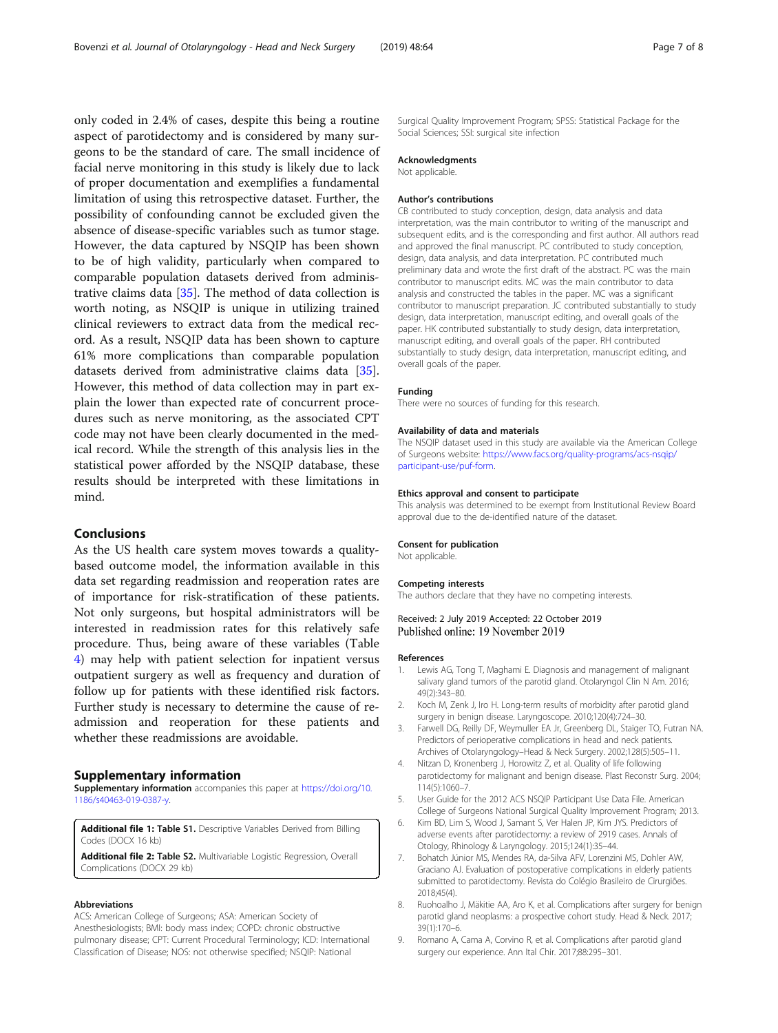only coded in 2.4% of cases, despite this being a routine aspect of parotidectomy and is considered by many surgeons to be the standard of care. The small incidence of facial nerve monitoring in this study is likely due to lack of proper documentation and exemplifies a fundamental limitation of using this retrospective dataset. Further, the possibility of confounding cannot be excluded given the absence of disease-specific variables such as tumor stage. However, the data captured by NSQIP has been shown to be of high validity, particularly when compared to comparable population datasets derived from administrative claims data [35]. The method of data collection is worth noting, as NSQIP is unique in utilizing trained clinical reviewers to extract data from the medical record. As a result, NSQIP data has been shown to capture 61% more complications than comparable population datasets derived from administrative claims data [35]. However, this method of data collection may in part explain the lower than expected rate of concurrent procedures such as nerve monitoring, as the associated CPT code may not have been clearly documented in the medical record. While the strength of this analysis lies in the statistical power afforded by the NSQIP database, these results should be interpreted with these limitations in mind.

## Conclusions

As the US health care system moves towards a quality-based outcome model, the information available in this data set regarding readmission and reoperation rates are of importance for risk-stratification of these patients. Not only surgeons, but hospital administrators will be interested in readmission rates for this relatively safe procedure. Thus, being aware of these variables (Table 4) may help with patient selection for inpatient versus outpatient surgery as well as frequency and duration of follow up for patients with these identified risk factors. Further study is necessary to determine the cause of readmission and reoperation for these patients and whether these readmissions are avoidable.

## Supplementary information

**Supplementary information** accompanies this paper at https://doi.org/10.1186/s40463-019-0387-y.

**Additional file 1: Table S1.** Descriptive Variables Derived from Billing Codes (DOCX 16 kb)

**Additional file 2: Table S2.** Multivariable Logistic Regression, Overall Complications (DOCX 29 kb)

#### Abbreviations

ACS: American College of Surgeons; ASA: American Society of Anesthesiologists; BMI: body mass index; COPD: chronic obstructive pulmonary disease; CPT: Current Procedural Terminology; ICD: International Classification of Disease; NOS: not otherwise specified; NSQIP: National Surgical Quality Improvement Program; SPSS: Statistical Package for the Social Sciences; SSI: surgical site infection

#### Acknowledgments

Not applicable.

#### Author's contributions

CB contributed to study conception, design, data analysis and data interpretation, was the main contributor to writing of the manuscript and subsequent edits, and is the corresponding and first author. All authors read and approved the final manuscript. PC contributed to study conception, design, data analysis, and data interpretation. PC contributed much preliminary data and wrote the first draft of the abstract. PC was the main contributor to manuscript edits. MC was the main contributor to data analysis and constructed the tables in the paper. MC was a significant contributor to manuscript preparation. JC contributed substantially to study design, data interpretation, manuscript editing, and overall goals of the paper. HK contributed substantially to study design, data interpretation, manuscript editing, and overall goals of the paper. RH contributed substantially to study design, data interpretation, manuscript editing, and overall goals of the paper.

#### Funding

There were no sources of funding for this research.

#### Availability of data and materials

The NSQIP dataset used in this study are available via the American College of Surgeons website: https://www.facs.org/quality-programs/acs-nsqip/participant-use/puf-form.

#### Ethics approval and consent to participate

This analysis was determined to be exempt from Institutional Review Board approval due to the de-identified nature of the dataset.

#### Consent for publication

Not applicable.

#### Competing interests

The authors declare that they have no competing interests.

Received: 2 July 2019 Accepted: 22 October 2019
Published online: 19 November 2019

#### References

1. Lewis AG, Tong T, Maghami E. Diagnosis and management of malignant salivary gland tumors of the parotid gland. Otolaryngol Clin N Am. 2016; 49(2):343–80.
2. Koch M, Zenk J, Iro H. Long-term results of morbidity after parotid gland surgery in benign disease. Laryngoscope. 2010;120(4):724–30.
3. Farwell DG, Reilly DF, Weymuller EA Jr, Greenberg DL, Staiger TO, Futran NA. Predictors of perioperative complications in head and neck patients. Archives of Otolaryngology–Head & Neck Surgery. 2002;128(5):505–11.
4. Nitzan D, Kronenberg J, Horowitz Z, et al. Quality of life following parotidectomy for malignant and benign disease. Plast Reconstr Surg. 2004; 114(5):1060–7.
5. User Guide for the 2012 ACS NSQIP Participant Use Data File. American College of Surgeons National Surgical Quality Improvement Program; 2013.
6. Kim BD, Lim S, Wood J, Samant S, Ver Halen JP, Kim JYS. Predictors of adverse events after parotidectomy: a review of 2919 cases. Annals of Otology, Rhinology & Laryngology. 2015;124(1):35–44.
7. Bohatch Júnior MS, Mendes RA, da-Silva AFV, Lorenzini MS, Dohler AW, Graciano AJ. Evaluation of postoperative complications in elderly patients submitted to parotidectomy. Revista do Colégio Brasileiro de Cirurgiões. 2018;45(4).
8. Ruohoalho J, Mäkitie AA, Aro K, et al. Complications after surgery for benign parotid gland neoplasms: a prospective cohort study. Head & Neck. 2017; 39(1):170–6.
9. Romano A, Cama A, Corvino R, et al. Complications after parotid gland surgery our experience. Ann Ital Chir. 2017;88:295–301.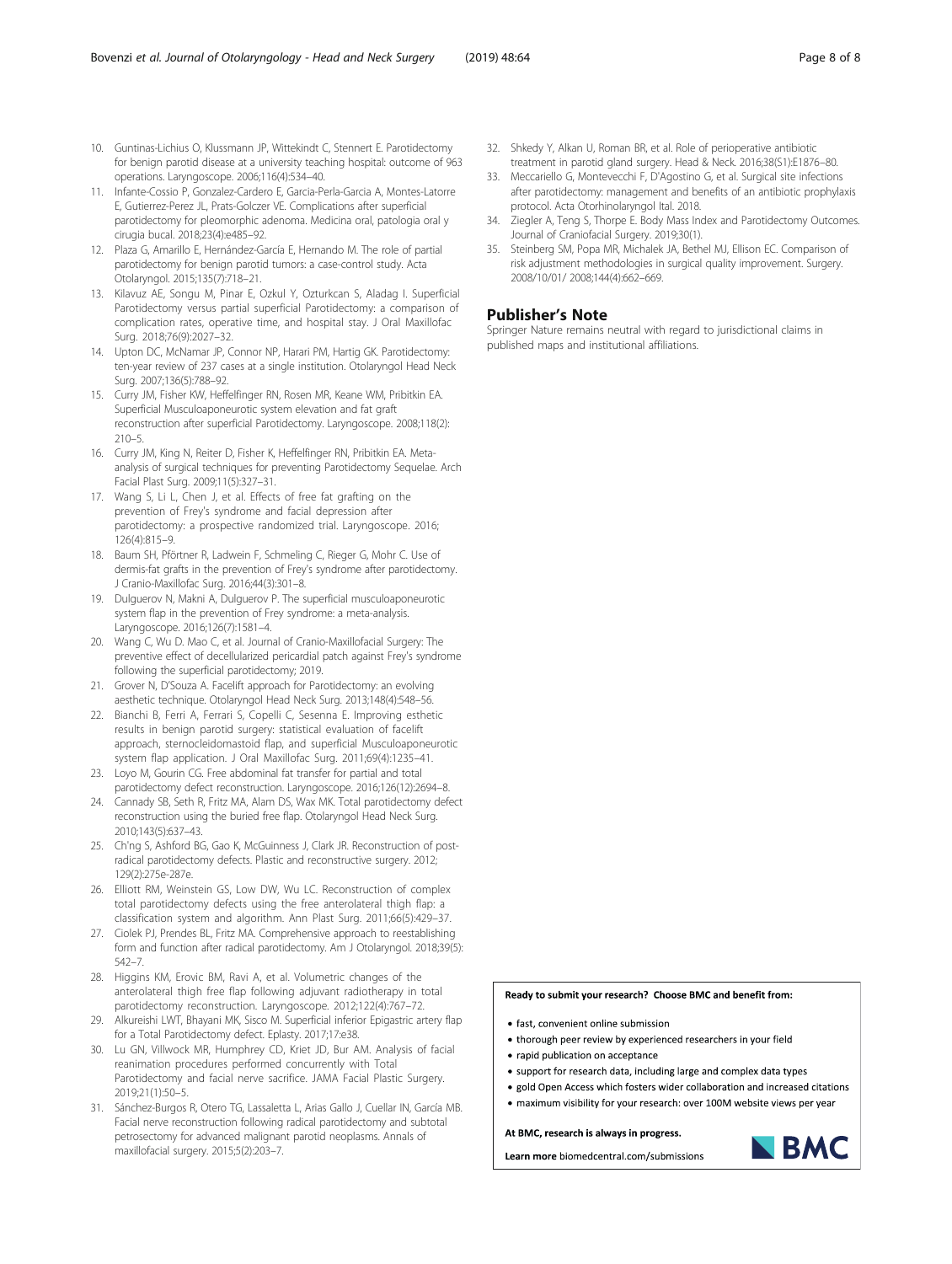10. Guntinas-Lichius O, Klussmann JP, Wittekindt C, Stennert E. Parotidectomy for benign parotid disease at a university teaching hospital: outcome of 963 operations. Laryngoscope. 2006;116(4):534–40.
11. Infante-Cossio P, Gonzalez-Cardero E, Garcia-Perla-Garcia A, Montes-Latorre E, Gutierrez-Perez JL, Prats-Golczer VE. Complications after superficial parotidectomy for pleomorphic adenoma. Medicina oral, patologia oral y cirugia bucal. 2018;23(4):e485–92.
12. Plaza G, Amarillo E, Hernández-García E, Hernando M. The role of partial parotidectomy for benign parotid tumors: a case-control study. Acta Otolaryngol. 2015;135(7):718–21.
13. Kilavuz AE, Songu M, Pinar E, Ozkul Y, Ozturkcan S, Aladag I. Superficial Parotidectomy versus partial superficial Parotidectomy: a comparison of complication rates, operative time, and hospital stay. J Oral Maxillofac Surg. 2018;76(9):2027–32.
14. Upton DC, McNamar JP, Connor NP, Harari PM, Hartig GK. Parotidectomy: ten-year review of 237 cases at a single institution. Otolaryngol Head Neck Surg. 2007;136(5):788–92.
15. Curry JM, Fisher KW, Heffelfinger RN, Rosen MR, Keane WM, Pribitkin EA. Superficial Musculoaponeurotic system elevation and fat graft reconstruction after superficial Parotidectomy. Laryngoscope. 2008;118(2): 210–5.
16. Curry JM, King N, Reiter D, Fisher K, Heffelfinger RN, Pribitkin EA. Meta-analysis of surgical techniques for preventing Parotidectomy Sequelae. Arch Facial Plast Surg. 2009;11(5):327–31.
17. Wang S, Li L, Chen J, et al. Effects of free fat grafting on the prevention of Frey's syndrome and facial depression after parotidectomy: a prospective randomized trial. Laryngoscope. 2016; 126(4):815–9.
18. Baum SH, Pförtner R, Ladwein F, Schmeling C, Rieger G, Mohr C. Use of dermis-fat grafts in the prevention of Frey's syndrome after parotidectomy. J Cranio-Maxillofac Surg. 2016;44(3):301–8.
19. Dulguerov N, Makni A, Dulguerov P. The superficial musculoaponeurotic system flap in the prevention of Frey syndrome: a meta-analysis. Laryngoscope. 2016;126(7):1581–4.
20. Wang C, Wu D. Mao C, et al. Journal of Cranio-Maxillofacial Surgery: The preventive effect of decellularized pericardial patch against Frey's syndrome following the superficial parotidectomy; 2019.
21. Grover N, D'Souza A. Facelift approach for Parotidectomy: an evolving aesthetic technique. Otolaryngol Head Neck Surg. 2013;148(4):548–56.
22. Bianchi B, Ferri A, Ferrari S, Copelli C, Sesenna E. Improving esthetic results in benign parotid surgery: statistical evaluation of facelift approach, sternocleidomastoid flap, and superficial Musculoaponeurotic system flap application. J Oral Maxillofac Surg. 2011;69(4):1235–41.
23. Loyo M, Gourin CG. Free abdominal fat transfer for partial and total parotidectomy defect reconstruction. Laryngoscope. 2016;126(12):2694–8.
24. Cannady SB, Seth R, Fritz MA, Alam DS, Wax MK. Total parotidectomy defect reconstruction using the buried free flap. Otolaryngol Head Neck Surg. 2010;143(5):637–43.
25. Ch'ng S, Ashford BG, Gao K, McGuinness J, Clark JR. Reconstruction of post-radical parotidectomy defects. Plastic and reconstructive surgery. 2012; 129(2):275e-287e.
26. Elliott RM, Weinstein GS, Low DW, Wu LC. Reconstruction of complex total parotidectomy defects using the free anterolateral thigh flap: a classification system and algorithm. Ann Plast Surg. 2011;66(5):429–37.
27. Ciolek PJ, Prendes BL, Fritz MA. Comprehensive approach to reestablishing form and function after radical parotidectomy. Am J Otolaryngol. 2018;39(5): 542–7.
28. Higgins KM, Erovic BM, Ravi A, et al. Volumetric changes of the anterolateral thigh free flap following adjuvant radiotherapy in total parotidectomy reconstruction. Laryngoscope. 2012;122(4):767–72.
29. Alkureishi LWT, Bhayani MK, Sisco M. Superficial inferior Epigastric artery flap for a Total Parotidectomy defect. Eplasty. 2017;17:e38.
30. Lu GN, Villwock MR, Humphrey CD, Kriet JD, Bur AM. Analysis of facial reanimation procedures performed concurrently with Total Parotidectomy and facial nerve sacrifice. JAMA Facial Plastic Surgery. 2019;21(1):50–5.
31. Sánchez-Burgos R, Otero TG, Lassaletta L, Arias Gallo J, Cuellar IN, García MB. Facial nerve reconstruction following radical parotidectomy and subtotal petrosectomy for advanced malignant parotid neoplasms. Annals of maxillofacial surgery. 2015;5(2):203–7.
32. Shkedy Y, Alkan U, Roman BR, et al. Role of perioperative antibiotic treatment in parotid gland surgery. Head & Neck. 2016;38(S1):E1876–80.
33. Meccariello G, Montevecchi F, D'Agostino G, et al. Surgical site infections after parotidectomy: management and benefits of an antibiotic prophylaxis protocol. Acta Otorhinolaryngol Ital. 2018.
34. Ziegler A, Teng S, Thorpe E. Body Mass Index and Parotidectomy Outcomes. Journal of Craniofacial Surgery. 2019;30(1).
35. Steinberg SM, Popa MR, Michalek JA, Bethel MJ, Ellison EC. Comparison of risk adjustment methodologies in surgical quality improvement. Surgery. 2008/10/01/ 2008;144(4):662–669.

## Publisher's Note

Springer Nature remains neutral with regard to jurisdictional claims in published maps and institutional affiliations.

**Ready to submit your research? Choose BMC and benefit from:**

- fast, convenient online submission
- thorough peer review by experienced researchers in your field
- rapid publication on acceptance
- support for research data, including large and complex data types
- gold Open Access which fosters wider collaboration and increased citations
- maximum visibility for your research: over 100M website views per year

**At BMC, research is always in progress.**

**Learn more** biomedcentral.com/submissions